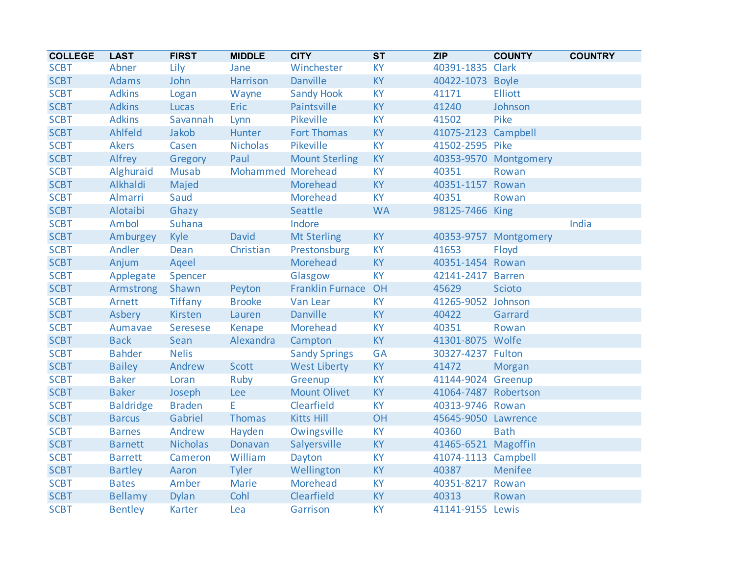| COLLEGE | LAST | FIRST | MIDDLE | CITY | ST | ZIP | COUNTY | COUNTRY |
|---|---|---|---|---|---|---|---|---|
| SCBT | Abner | Lily | Jane | Winchester | KY | 40391-1835 | Clark | |
| SCBT | Adams | John | Harrison | Danville | KY | 40422-1073 | Boyle | |
| SCBT | Adkins | Logan | Wayne | Sandy Hook | KY | 41171 | Elliott | |
| SCBT | Adkins | Lucas | Eric | Paintsville | KY | 41240 | Johnson | |
| SCBT | Adkins | Savannah | Lynn | Pikeville | KY | 41502 | Pike | |
| SCBT | Ahlfeld | Jakob | Hunter | Fort Thomas | KY | 41075-2123 | Campbell | |
| SCBT | Akers | Casen | Nicholas | Pikeville | KY | 41502-2595 | Pike | |
| SCBT | Alfrey | Gregory | Paul | Mount Sterling | KY | 40353-9570 | Montgomery | |
| SCBT | Alghuraid | Musab | Mohammed | Morehead | KY | 40351 | Rowan | |
| SCBT | Alkhaldi | Majed | | Morehead | KY | 40351-1157 | Rowan | |
| SCBT | Almarri | Saud | | Morehead | KY | 40351 | Rowan | |
| SCBT | Alotaibi | Ghazy | | Seattle | WA | 98125-7466 | King | |
| SCBT | Ambol | Suhana | | Indore | | | | India |
| SCBT | Amburgey | Kyle | David | Mt Sterling | KY | 40353-9757 | Montgomery | |
| SCBT | Andler | Dean | Christian | Prestonsburg | KY | 41653 | Floyd | |
| SCBT | Anjum | Aqeel | | Morehead | KY | 40351-1454 | Rowan | |
| SCBT | Applegate | Spencer | | Glasgow | KY | 42141-2417 | Barren | |
| SCBT | Armstrong | Shawn | Peyton | Franklin Furnace | OH | 45629 | Scioto | |
| SCBT | Arnett | Tiffany | Brooke | Van Lear | KY | 41265-9052 | Johnson | |
| SCBT | Asbery | Kirsten | Lauren | Danville | KY | 40422 | Garrard | |
| SCBT | Aumavae | Seresese | Kenape | Morehead | KY | 40351 | Rowan | |
| SCBT | Back | Sean | Alexandra | Campton | KY | 41301-8075 | Wolfe | |
| SCBT | Bahder | Nelis | | Sandy Springs | GA | 30327-4237 | Fulton | |
| SCBT | Bailey | Andrew | Scott | West Liberty | KY | 41472 | Morgan | |
| SCBT | Baker | Loran | Ruby | Greenup | KY | 41144-9024 | Greenup | |
| SCBT | Baker | Joseph | Lee | Mount Olivet | KY | 41064-7487 | Robertson | |
| SCBT | Baldridge | Braden | E | Clearfield | KY | 40313-9746 | Rowan | |
| SCBT | Barcus | Gabriel | Thomas | Kitts Hill | OH | 45645-9050 | Lawrence | |
| SCBT | Barnes | Andrew | Hayden | Owingsville | KY | 40360 | Bath | |
| SCBT | Barnett | Nicholas | Donavan | Salyersville | KY | 41465-6521 | Magoffin | |
| SCBT | Barrett | Cameron | William | Dayton | KY | 41074-1113 | Campbell | |
| SCBT | Bartley | Aaron | Tyler | Wellington | KY | 40387 | Menifee | |
| SCBT | Bates | Amber | Marie | Morehead | KY | 40351-8217 | Rowan | |
| SCBT | Bellamy | Dylan | Cohl | Clearfield | KY | 40313 | Rowan | |
| SCBT | Bentley | Karter | Lea | Garrison | KY | 41141-9155 | Lewis | |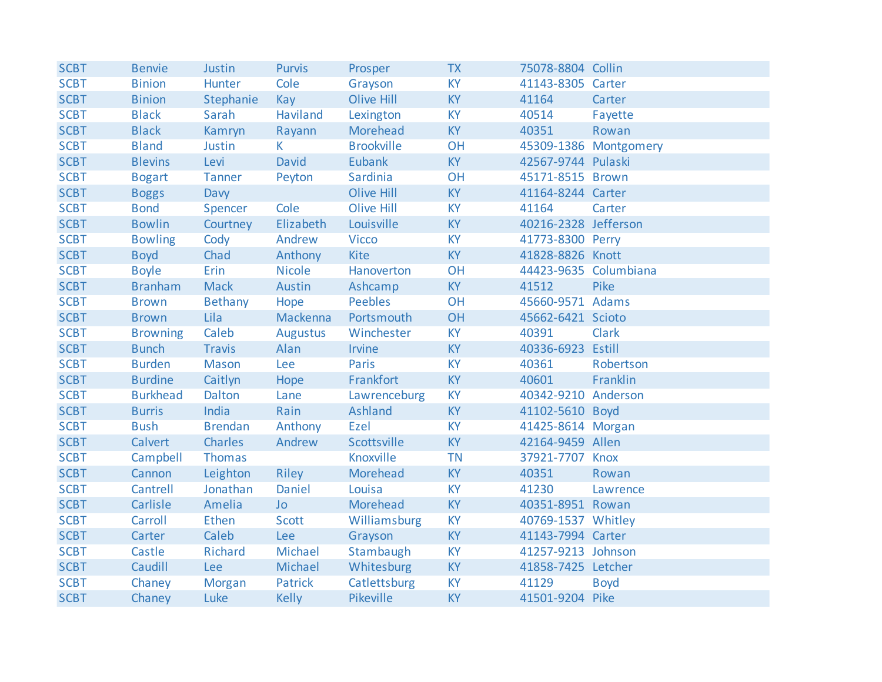| SCBT | Benvie | Justin | Purvis | Prosper | TX | 75078-8804 | Collin |
|---|---|---|---|---|---|---|---|
| SCBT | Binion | Hunter | Cole | Grayson | KY | 41143-8305 | Carter |
| SCBT | Binion | Stephanie | Kay | Olive Hill | KY | 41164 | Carter |
| SCBT | Black | Sarah | Haviland | Lexington | KY | 40514 | Fayette |
| SCBT | Black | Kamryn | Rayann | Morehead | KY | 40351 | Rowan |
| SCBT | Bland | Justin | K | Brookville | OH | 45309-1386 | Montgomery |
| SCBT | Blevins | Levi | David | Eubank | KY | 42567-9744 | Pulaski |
| SCBT | Bogart | Tanner | Peyton | Sardinia | OH | 45171-8515 | Brown |
| SCBT | Boggs | Davy | | Olive Hill | KY | 41164-8244 | Carter |
| SCBT | Bond | Spencer | Cole | Olive Hill | KY | 41164 | Carter |
| SCBT | Bowlin | Courtney | Elizabeth | Louisville | KY | 40216-2328 | Jefferson |
| SCBT | Bowling | Cody | Andrew | Vicco | KY | 41773-8300 | Perry |
| SCBT | Boyd | Chad | Anthony | Kite | KY | 41828-8826 | Knott |
| SCBT | Boyle | Erin | Nicole | Hanoverton | OH | 44423-9635 | Columbiana |
| SCBT | Branham | Mack | Austin | Ashcamp | KY | 41512 | Pike |
| SCBT | Brown | Bethany | Hope | Peebles | OH | 45660-9571 | Adams |
| SCBT | Brown | Lila | Mackenna | Portsmouth | OH | 45662-6421 | Scioto |
| SCBT | Browning | Caleb | Augustus | Winchester | KY | 40391 | Clark |
| SCBT | Bunch | Travis | Alan | Irvine | KY | 40336-6923 | Estill |
| SCBT | Burden | Mason | Lee | Paris | KY | 40361 | Robertson |
| SCBT | Burdine | Caitlyn | Hope | Frankfort | KY | 40601 | Franklin |
| SCBT | Burkhead | Dalton | Lane | Lawrenceburg | KY | 40342-9210 | Anderson |
| SCBT | Burris | India | Rain | Ashland | KY | 41102-5610 | Boyd |
| SCBT | Bush | Brendan | Anthony | Ezel | KY | 41425-8614 | Morgan |
| SCBT | Calvert | Charles | Andrew | Scottsville | KY | 42164-9459 | Allen |
| SCBT | Campbell | Thomas | | Knoxville | TN | 37921-7707 | Knox |
| SCBT | Cannon | Leighton | Riley | Morehead | KY | 40351 | Rowan |
| SCBT | Cantrell | Jonathan | Daniel | Louisa | KY | 41230 | Lawrence |
| SCBT | Carlisle | Amelia | Jo | Morehead | KY | 40351-8951 | Rowan |
| SCBT | Carroll | Ethen | Scott | Williamsburg | KY | 40769-1537 | Whitley |
| SCBT | Carter | Caleb | Lee | Grayson | KY | 41143-7994 | Carter |
| SCBT | Castle | Richard | Michael | Stambaugh | KY | 41257-9213 | Johnson |
| SCBT | Caudill | Lee | Michael | Whitesburg | KY | 41858-7425 | Letcher |
| SCBT | Chaney | Morgan | Patrick | Catlettsburg | KY | 41129 | Boyd |
| SCBT | Chaney | Luke | Kelly | Pikeville | KY | 41501-9204 | Pike |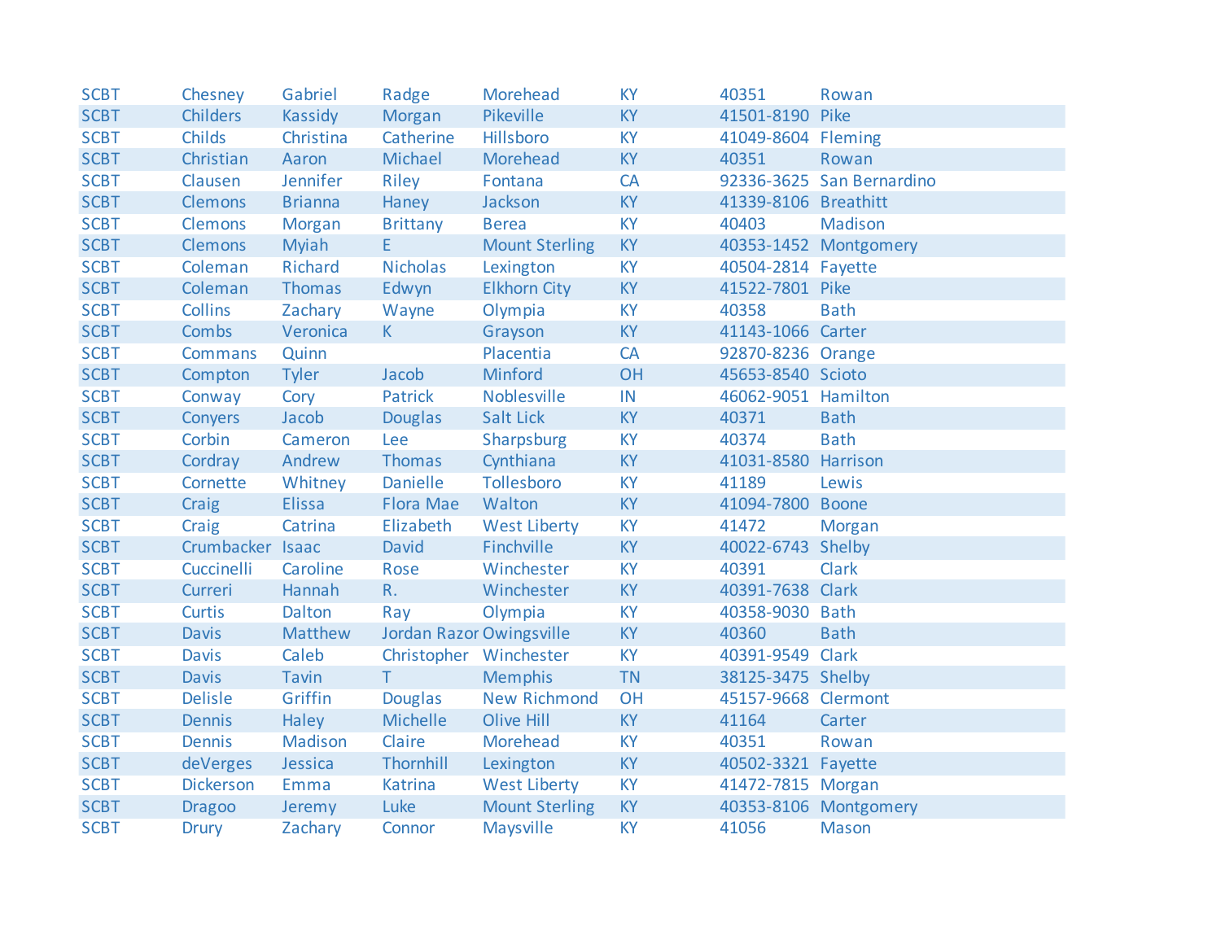| | | | | | | | |
|---|---|---|---|---|---|---|---|
| SCBT | Chesney | Gabriel | Radge | Morehead | KY | 40351 | Rowan |
| SCBT | Childers | Kassidy | Morgan | Pikeville | KY | 41501-8190 | Pike |
| SCBT | Childs | Christina | Catherine | Hillsboro | KY | 41049-8604 | Fleming |
| SCBT | Christian | Aaron | Michael | Morehead | KY | 40351 | Rowan |
| SCBT | Clausen | Jennifer | Riley | Fontana | CA | 92336-3625 | San Bernardino |
| SCBT | Clemons | Brianna | Haney | Jackson | KY | 41339-8106 | Breathitt |
| SCBT | Clemons | Morgan | Brittany | Berea | KY | 40403 | Madison |
| SCBT | Clemons | Myiah | E | Mount Sterling | KY | 40353-1452 | Montgomery |
| SCBT | Coleman | Richard | Nicholas | Lexington | KY | 40504-2814 | Fayette |
| SCBT | Coleman | Thomas | Edwyn | Elkhorn City | KY | 41522-7801 | Pike |
| SCBT | Collins | Zachary | Wayne | Olympia | KY | 40358 | Bath |
| SCBT | Combs | Veronica | K | Grayson | KY | 41143-1066 | Carter |
| SCBT | Commans | Quinn | | Placentia | CA | 92870-8236 | Orange |
| SCBT | Compton | Tyler | Jacob | Minford | OH | 45653-8540 | Scioto |
| SCBT | Conway | Cory | Patrick | Noblesville | IN | 46062-9051 | Hamilton |
| SCBT | Conyers | Jacob | Douglas | Salt Lick | KY | 40371 | Bath |
| SCBT | Corbin | Cameron | Lee | Sharpsburg | KY | 40374 | Bath |
| SCBT | Cordray | Andrew | Thomas | Cynthiana | KY | 41031-8580 | Harrison |
| SCBT | Cornette | Whitney | Danielle | Tollesboro | KY | 41189 | Lewis |
| SCBT | Craig | Elissa | Flora Mae | Walton | KY | 41094-7800 | Boone |
| SCBT | Craig | Catrina | Elizabeth | West Liberty | KY | 41472 | Morgan |
| SCBT | Crumbacker | Isaac | David | Finchville | KY | 40022-6743 | Shelby |
| SCBT | Cuccinelli | Caroline | Rose | Winchester | KY | 40391 | Clark |
| SCBT | Curreri | Hannah | R. | Winchester | KY | 40391-7638 | Clark |
| SCBT | Curtis | Dalton | Ray | Olympia | KY | 40358-9030 | Bath |
| SCBT | Davis | Matthew | Jordan Razor | Owingsville | KY | 40360 | Bath |
| SCBT | Davis | Caleb | Christopher | Winchester | KY | 40391-9549 | Clark |
| SCBT | Davis | Tavin | T | Memphis | TN | 38125-3475 | Shelby |
| SCBT | Delisle | Griffin | Douglas | New Richmond | OH | 45157-9668 | Clermont |
| SCBT | Dennis | Haley | Michelle | Olive Hill | KY | 41164 | Carter |
| SCBT | Dennis | Madison | Claire | Morehead | KY | 40351 | Rowan |
| SCBT | deVerges | Jessica | Thornhill | Lexington | KY | 40502-3321 | Fayette |
| SCBT | Dickerson | Emma | Katrina | West Liberty | KY | 41472-7815 | Morgan |
| SCBT | Dragoo | Jeremy | Luke | Mount Sterling | KY | 40353-8106 | Montgomery |
| SCBT | Drury | Zachary | Connor | Maysville | KY | 41056 | Mason |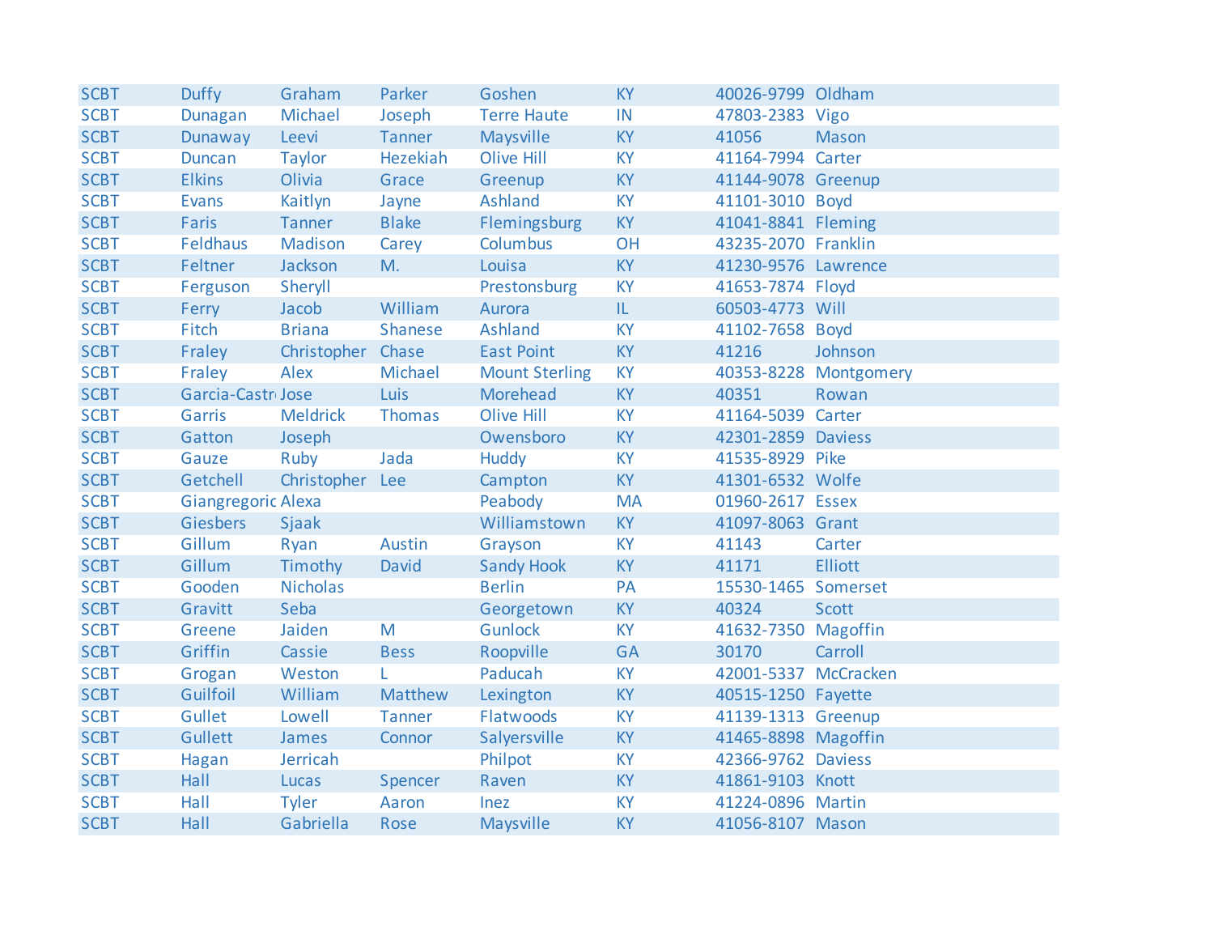| | | | | | | | |
|---|---|---|---|---|---|---|---|
| SCBT | Duffy | Graham | Parker | Goshen | KY | 40026-9799 | Oldham |
| SCBT | Dunagan | Michael | Joseph | Terre Haute | IN | 47803-2383 | Vigo |
| SCBT | Dunaway | Leevi | Tanner | Maysville | KY | 41056 | Mason |
| SCBT | Duncan | Taylor | Hezekiah | Olive Hill | KY | 41164-7994 | Carter |
| SCBT | Elkins | Olivia | Grace | Greenup | KY | 41144-9078 | Greenup |
| SCBT | Evans | Kaitlyn | Jayne | Ashland | KY | 41101-3010 | Boyd |
| SCBT | Faris | Tanner | Blake | Flemingsburg | KY | 41041-8841 | Fleming |
| SCBT | Feldhaus | Madison | Carey | Columbus | OH | 43235-2070 | Franklin |
| SCBT | Feltner | Jackson | M. | Louisa | KY | 41230-9576 | Lawrence |
| SCBT | Ferguson | Sheryll | | Prestonsburg | KY | 41653-7874 | Floyd |
| SCBT | Ferry | Jacob | William | Aurora | IL | 60503-4773 | Will |
| SCBT | Fitch | Briana | Shanese | Ashland | KY | 41102-7658 | Boyd |
| SCBT | Fraley | Christopher | Chase | East Point | KY | 41216 | Johnson |
| SCBT | Fraley | Alex | Michael | Mount Sterling | KY | 40353-8228 | Montgomery |
| SCBT | Garcia-Castr | Jose | Luis | Morehead | KY | 40351 | Rowan |
| SCBT | Garris | Meldrick | Thomas | Olive Hill | KY | 41164-5039 | Carter |
| SCBT | Gatton | Joseph | | Owensboro | KY | 42301-2859 | Daviess |
| SCBT | Gauze | Ruby | Jada | Huddy | KY | 41535-8929 | Pike |
| SCBT | Getchell | Christopher | Lee | Campton | KY | 41301-6532 | Wolfe |
| SCBT | Giangregoric | Alexa | | Peabody | MA | 01960-2617 | Essex |
| SCBT | Giesbers | Sjaak | | Williamstown | KY | 41097-8063 | Grant |
| SCBT | Gillum | Ryan | Austin | Grayson | KY | 41143 | Carter |
| SCBT | Gillum | Timothy | David | Sandy Hook | KY | 41171 | Elliott |
| SCBT | Gooden | Nicholas | | Berlin | PA | 15530-1465 | Somerset |
| SCBT | Gravitt | Seba | | Georgetown | KY | 40324 | Scott |
| SCBT | Greene | Jaiden | M | Gunlock | KY | 41632-7350 | Magoffin |
| SCBT | Griffin | Cassie | Bess | Roopville | GA | 30170 | Carroll |
| SCBT | Grogan | Weston | L | Paducah | KY | 42001-5337 | McCracken |
| SCBT | Guilfoil | William | Matthew | Lexington | KY | 40515-1250 | Fayette |
| SCBT | Gullet | Lowell | Tanner | Flatwoods | KY | 41139-1313 | Greenup |
| SCBT | Gullett | James | Connor | Salyersville | KY | 41465-8898 | Magoffin |
| SCBT | Hagan | Jerricah | | Philpot | KY | 42366-9762 | Daviess |
| SCBT | Hall | Lucas | Spencer | Raven | KY | 41861-9103 | Knott |
| SCBT | Hall | Tyler | Aaron | Inez | KY | 41224-0896 | Martin |
| SCBT | Hall | Gabriella | Rose | Maysville | KY | 41056-8107 | Mason |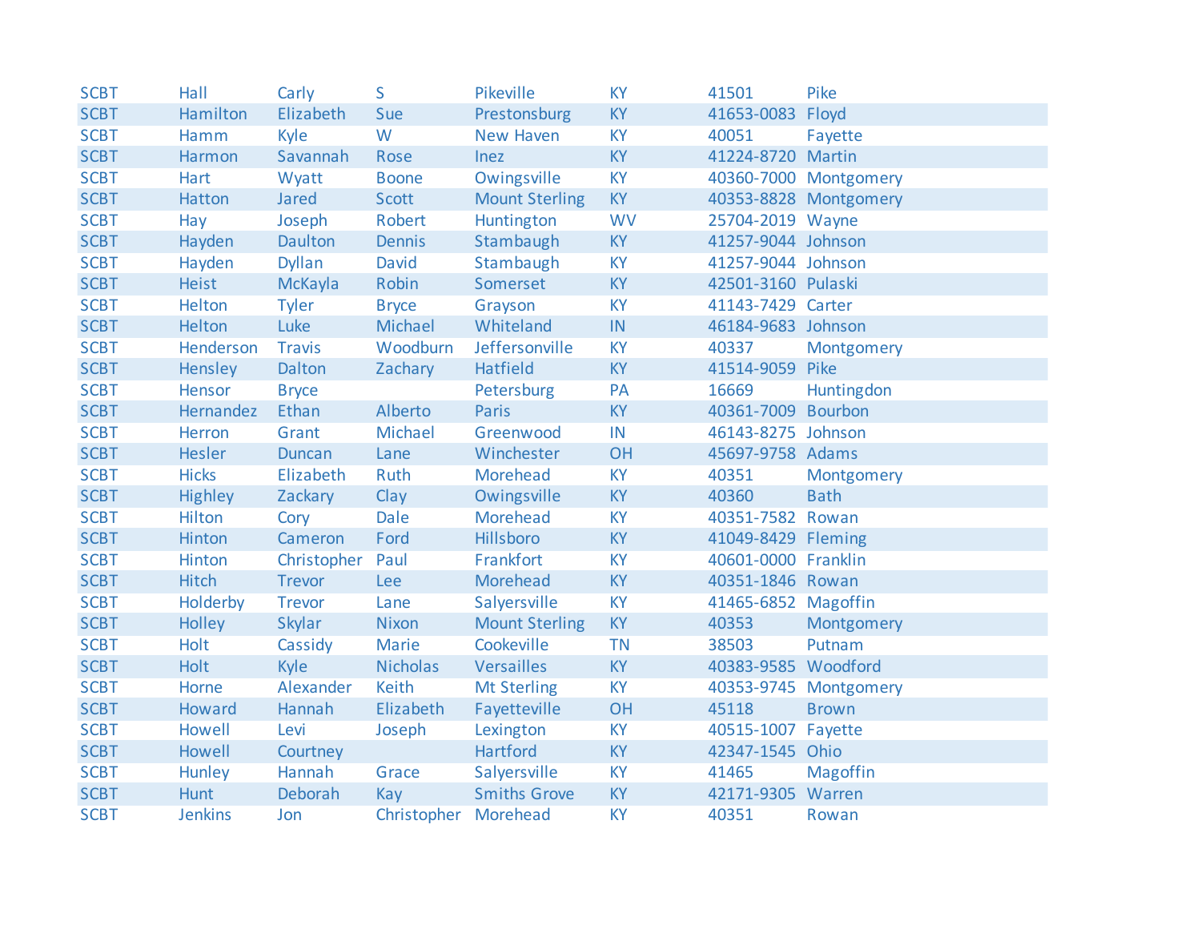| | | | | | | | |
|---|---|---|---|---|---|---|---|
| SCBT | Hall | Carly | S | Pikeville | KY | 41501 | Pike |
| SCBT | Hamilton | Elizabeth | Sue | Prestonsburg | KY | 41653-0083 | Floyd |
| SCBT | Hamm | Kyle | W | New Haven | KY | 40051 | Fayette |
| SCBT | Harmon | Savannah | Rose | Inez | KY | 41224-8720 | Martin |
| SCBT | Hart | Wyatt | Boone | Owingsville | KY | 40360-7000 | Montgomery |
| SCBT | Hatton | Jared | Scott | Mount Sterling | KY | 40353-8828 | Montgomery |
| SCBT | Hay | Joseph | Robert | Huntington | WV | 25704-2019 | Wayne |
| SCBT | Hayden | Daulton | Dennis | Stambaugh | KY | 41257-9044 | Johnson |
| SCBT | Hayden | Dyllan | David | Stambaugh | KY | 41257-9044 | Johnson |
| SCBT | Heist | McKayla | Robin | Somerset | KY | 42501-3160 | Pulaski |
| SCBT | Helton | Tyler | Bryce | Grayson | KY | 41143-7429 | Carter |
| SCBT | Helton | Luke | Michael | Whiteland | IN | 46184-9683 | Johnson |
| SCBT | Henderson | Travis | Woodburn | Jeffersonville | KY | 40337 | Montgomery |
| SCBT | Hensley | Dalton | Zachary | Hatfield | KY | 41514-9059 | Pike |
| SCBT | Hensor | Bryce | | Petersburg | PA | 16669 | Huntingdon |
| SCBT | Hernandez | Ethan | Alberto | Paris | KY | 40361-7009 | Bourbon |
| SCBT | Herron | Grant | Michael | Greenwood | IN | 46143-8275 | Johnson |
| SCBT | Hesler | Duncan | Lane | Winchester | OH | 45697-9758 | Adams |
| SCBT | Hicks | Elizabeth | Ruth | Morehead | KY | 40351 | Montgomery |
| SCBT | Highley | Zackary | Clay | Owingsville | KY | 40360 | Bath |
| SCBT | Hilton | Cory | Dale | Morehead | KY | 40351-7582 | Rowan |
| SCBT | Hinton | Cameron | Ford | Hillsboro | KY | 41049-8429 | Fleming |
| SCBT | Hinton | Christopher | Paul | Frankfort | KY | 40601-0000 | Franklin |
| SCBT | Hitch | Trevor | Lee | Morehead | KY | 40351-1846 | Rowan |
| SCBT | Holderby | Trevor | Lane | Salyersville | KY | 41465-6852 | Magoffin |
| SCBT | Holley | Skylar | Nixon | Mount Sterling | KY | 40353 | Montgomery |
| SCBT | Holt | Cassidy | Marie | Cookeville | TN | 38503 | Putnam |
| SCBT | Holt | Kyle | Nicholas | Versailles | KY | 40383-9585 | Woodford |
| SCBT | Horne | Alexander | Keith | Mt Sterling | KY | 40353-9745 | Montgomery |
| SCBT | Howard | Hannah | Elizabeth | Fayetteville | OH | 45118 | Brown |
| SCBT | Howell | Levi | Joseph | Lexington | KY | 40515-1007 | Fayette |
| SCBT | Howell | Courtney | | Hartford | KY | 42347-1545 | Ohio |
| SCBT | Hunley | Hannah | Grace | Salyersville | KY | 41465 | Magoffin |
| SCBT | Hunt | Deborah | Kay | Smiths Grove | KY | 42171-9305 | Warren |
| SCBT | Jenkins | Jon | Christopher | Morehead | KY | 40351 | Rowan |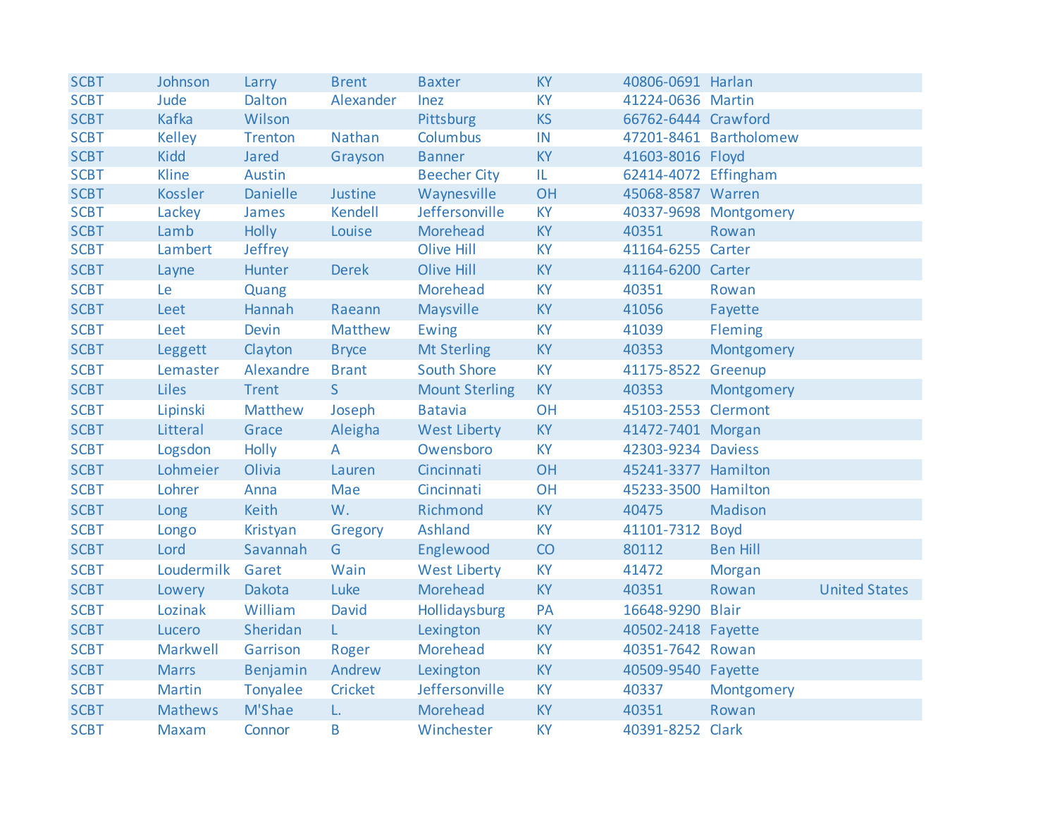| | | | | | | | | |
|---|---|---|---|---|---|---|---|---|
| SCBT | Johnson | Larry | Brent | Baxter | KY | 40806-0691 | Harlan | |
| SCBT | Jude | Dalton | Alexander | Inez | KY | 41224-0636 | Martin | |
| SCBT | Kafka | Wilson | | Pittsburg | KS | 66762-6444 | Crawford | |
| SCBT | Kelley | Trenton | Nathan | Columbus | IN | 47201-8461 | Bartholomew | |
| SCBT | Kidd | Jared | Grayson | Banner | KY | 41603-8016 | Floyd | |
| SCBT | Kline | Austin | | Beecher City | IL | 62414-4072 | Effingham | |
| SCBT | Kossler | Danielle | Justine | Waynesville | OH | 45068-8587 | Warren | |
| SCBT | Lackey | James | Kendell | Jeffersonville | KY | 40337-9698 | Montgomery | |
| SCBT | Lamb | Holly | Louise | Morehead | KY | 40351 | Rowan | |
| SCBT | Lambert | Jeffrey | | Olive Hill | KY | 41164-6255 | Carter | |
| SCBT | Layne | Hunter | Derek | Olive Hill | KY | 41164-6200 | Carter | |
| SCBT | Le | Quang | | Morehead | KY | 40351 | Rowan | |
| SCBT | Leet | Hannah | Raeann | Maysville | KY | 41056 | Fayette | |
| SCBT | Leet | Devin | Matthew | Ewing | KY | 41039 | Fleming | |
| SCBT | Leggett | Clayton | Bryce | Mt Sterling | KY | 40353 | Montgomery | |
| SCBT | Lemaster | Alexandre | Brant | South Shore | KY | 41175-8522 | Greenup | |
| SCBT | Liles | Trent | S | Mount Sterling | KY | 40353 | Montgomery | |
| SCBT | Lipinski | Matthew | Joseph | Batavia | OH | 45103-2553 | Clermont | |
| SCBT | Litteral | Grace | Aleigha | West Liberty | KY | 41472-7401 | Morgan | |
| SCBT | Logsdon | Holly | A | Owensboro | KY | 42303-9234 | Daviess | |
| SCBT | Lohmeier | Olivia | Lauren | Cincinnati | OH | 45241-3377 | Hamilton | |
| SCBT | Lohrer | Anna | Mae | Cincinnati | OH | 45233-3500 | Hamilton | |
| SCBT | Long | Keith | W. | Richmond | KY | 40475 | Madison | |
| SCBT | Longo | Kristyan | Gregory | Ashland | KY | 41101-7312 | Boyd | |
| SCBT | Lord | Savannah | G | Englewood | CO | 80112 | Ben Hill | |
| SCBT | Loudermilk | Garet | Wain | West Liberty | KY | 41472 | Morgan | |
| SCBT | Lowery | Dakota | Luke | Morehead | KY | 40351 | Rowan | United States |
| SCBT | Lozinak | William | David | Hollidaysburg | PA | 16648-9290 | Blair | |
| SCBT | Lucero | Sheridan | L | Lexington | KY | 40502-2418 | Fayette | |
| SCBT | Markwell | Garrison | Roger | Morehead | KY | 40351-7642 | Rowan | |
| SCBT | Marrs | Benjamin | Andrew | Lexington | KY | 40509-9540 | Fayette | |
| SCBT | Martin | Tonyalee | Cricket | Jeffersonville | KY | 40337 | Montgomery | |
| SCBT | Mathews | M'Shae | L. | Morehead | KY | 40351 | Rowan | |
| SCBT | Maxam | Connor | B | Winchester | KY | 40391-8252 | Clark | |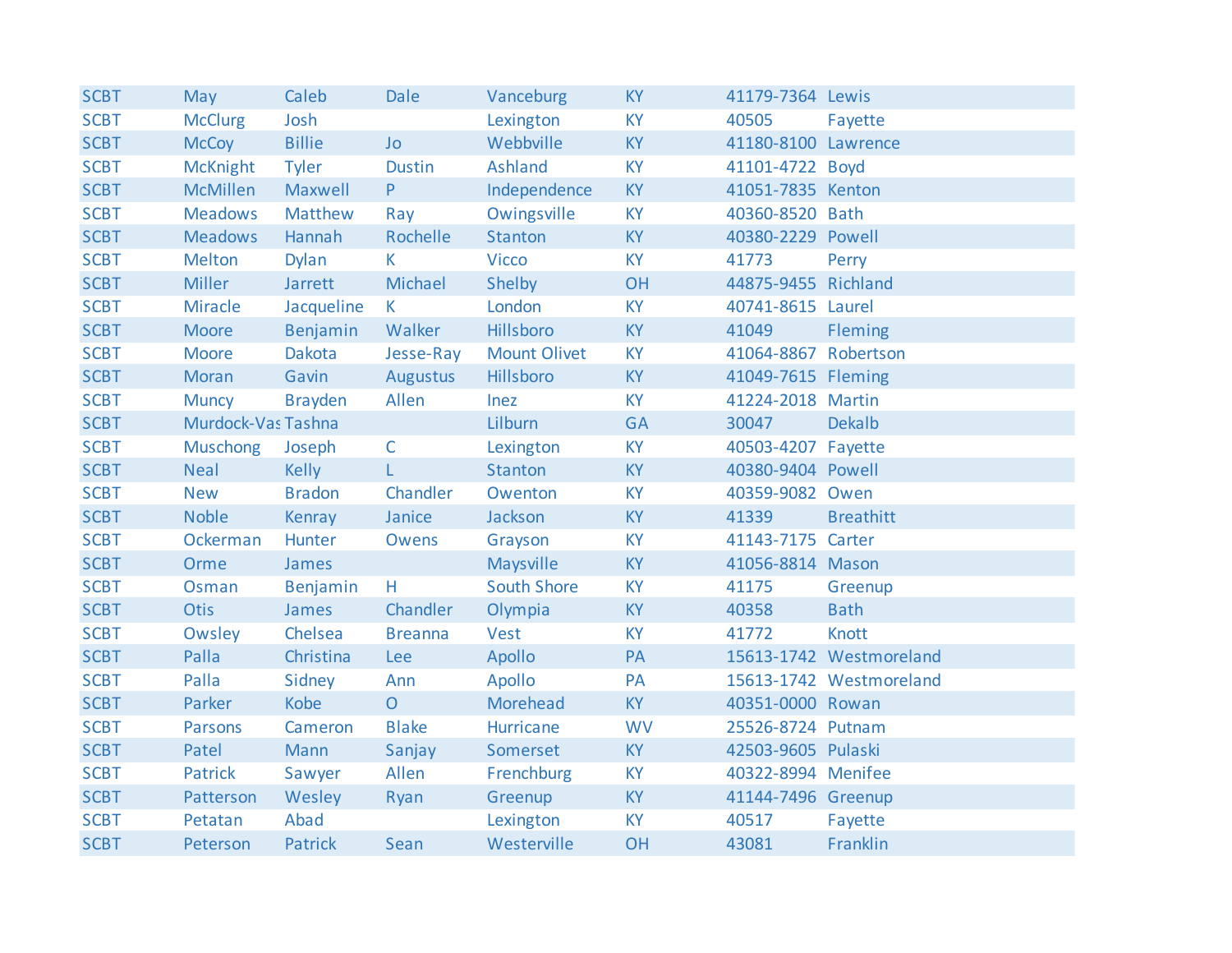| | | | | | | | |
|---|---|---|---|---|---|---|---|
| SCBT | May | Caleb | Dale | Vanceburg | KY | 41179-7364 | Lewis |
| SCBT | McClurg | Josh | | Lexington | KY | 40505 | Fayette |
| SCBT | McCoy | Billie | Jo | Webbville | KY | 41180-8100 | Lawrence |
| SCBT | McKnight | Tyler | Dustin | Ashland | KY | 41101-4722 | Boyd |
| SCBT | McMillen | Maxwell | P | Independence | KY | 41051-7835 | Kenton |
| SCBT | Meadows | Matthew | Ray | Owingsville | KY | 40360-8520 | Bath |
| SCBT | Meadows | Hannah | Rochelle | Stanton | KY | 40380-2229 | Powell |
| SCBT | Melton | Dylan | K | Vicco | KY | 41773 | Perry |
| SCBT | Miller | Jarrett | Michael | Shelby | OH | 44875-9455 | Richland |
| SCBT | Miracle | Jacqueline | K | London | KY | 40741-8615 | Laurel |
| SCBT | Moore | Benjamin | Walker | Hillsboro | KY | 41049 | Fleming |
| SCBT | Moore | Dakota | Jesse-Ray | Mount Olivet | KY | 41064-8867 | Robertson |
| SCBT | Moran | Gavin | Augustus | Hillsboro | KY | 41049-7615 | Fleming |
| SCBT | Muncy | Brayden | Allen | Inez | KY | 41224-2018 | Martin |
| SCBT | Murdock-Vas | Tashna | | Lilburn | GA | 30047 | Dekalb |
| SCBT | Muschong | Joseph | C | Lexington | KY | 40503-4207 | Fayette |
| SCBT | Neal | Kelly | L | Stanton | KY | 40380-9404 | Powell |
| SCBT | New | Bradon | Chandler | Owenton | KY | 40359-9082 | Owen |
| SCBT | Noble | Kenray | Janice | Jackson | KY | 41339 | Breathitt |
| SCBT | Ockerman | Hunter | Owens | Grayson | KY | 41143-7175 | Carter |
| SCBT | Orme | James | | Maysville | KY | 41056-8814 | Mason |
| SCBT | Osman | Benjamin | H | South Shore | KY | 41175 | Greenup |
| SCBT | Otis | James | Chandler | Olympia | KY | 40358 | Bath |
| SCBT | Owsley | Chelsea | Breanna | Vest | KY | 41772 | Knott |
| SCBT | Palla | Christina | Lee | Apollo | PA | 15613-1742 | Westmoreland |
| SCBT | Palla | Sidney | Ann | Apollo | PA | 15613-1742 | Westmoreland |
| SCBT | Parker | Kobe | O | Morehead | KY | 40351-0000 | Rowan |
| SCBT | Parsons | Cameron | Blake | Hurricane | WV | 25526-8724 | Putnam |
| SCBT | Patel | Mann | Sanjay | Somerset | KY | 42503-9605 | Pulaski |
| SCBT | Patrick | Sawyer | Allen | Frenchburg | KY | 40322-8994 | Menifee |
| SCBT | Patterson | Wesley | Ryan | Greenup | KY | 41144-7496 | Greenup |
| SCBT | Petatan | Abad | | Lexington | KY | 40517 | Fayette |
| SCBT | Peterson | Patrick | Sean | Westerville | OH | 43081 | Franklin |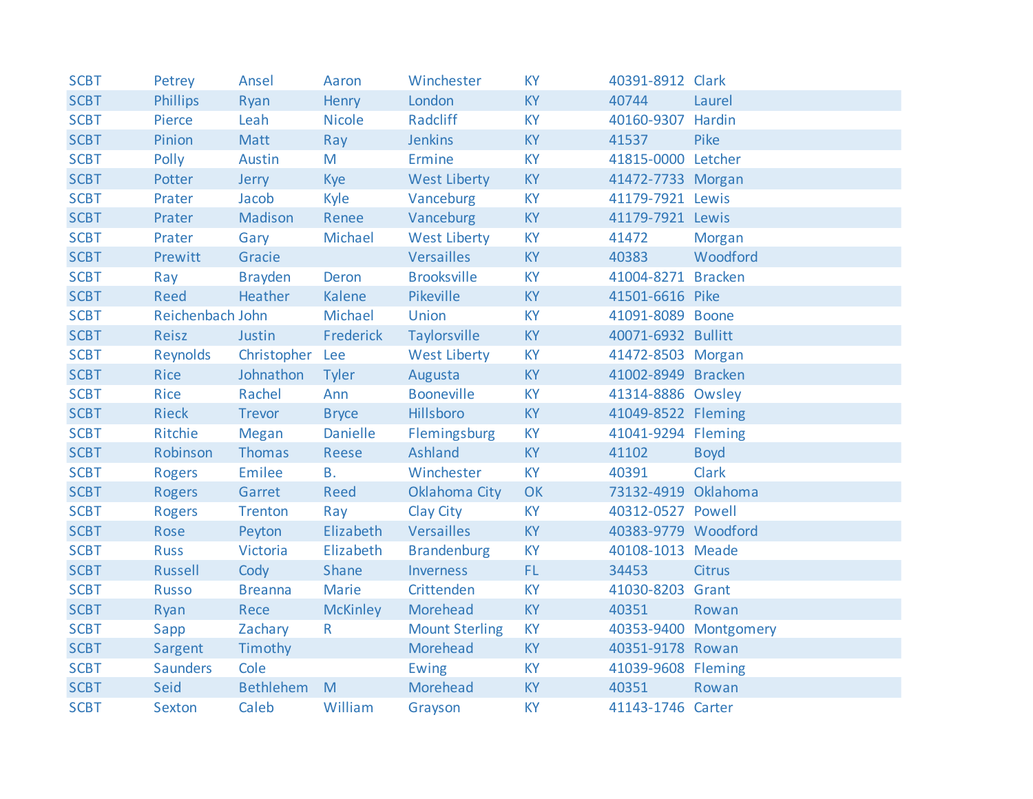| | | | | | | | |
|---|---|---|---|---|---|---|---|
| SCBT | Petrey | Ansel | Aaron | Winchester | KY | 40391-8912 | Clark |
| SCBT | Phillips | Ryan | Henry | London | KY | 40744 | Laurel |
| SCBT | Pierce | Leah | Nicole | Radcliff | KY | 40160-9307 | Hardin |
| SCBT | Pinion | Matt | Ray | Jenkins | KY | 41537 | Pike |
| SCBT | Polly | Austin | M | Ermine | KY | 41815-0000 | Letcher |
| SCBT | Potter | Jerry | Kye | West Liberty | KY | 41472-7733 | Morgan |
| SCBT | Prater | Jacob | Kyle | Vanceburg | KY | 41179-7921 | Lewis |
| SCBT | Prater | Madison | Renee | Vanceburg | KY | 41179-7921 | Lewis |
| SCBT | Prater | Gary | Michael | West Liberty | KY | 41472 | Morgan |
| SCBT | Prewitt | Gracie | | Versailles | KY | 40383 | Woodford |
| SCBT | Ray | Brayden | Deron | Brooksville | KY | 41004-8271 | Bracken |
| SCBT | Reed | Heather | Kalene | Pikeville | KY | 41501-6616 | Pike |
| SCBT | Reichenbach | John | Michael | Union | KY | 41091-8089 | Boone |
| SCBT | Reisz | Justin | Frederick | Taylorsville | KY | 40071-6932 | Bullitt |
| SCBT | Reynolds | Christopher | Lee | West Liberty | KY | 41472-8503 | Morgan |
| SCBT | Rice | Johnathon | Tyler | Augusta | KY | 41002-8949 | Bracken |
| SCBT | Rice | Rachel | Ann | Booneville | KY | 41314-8886 | Owsley |
| SCBT | Rieck | Trevor | Bryce | Hillsboro | KY | 41049-8522 | Fleming |
| SCBT | Ritchie | Megan | Danielle | Flemingsburg | KY | 41041-9294 | Fleming |
| SCBT | Robinson | Thomas | Reese | Ashland | KY | 41102 | Boyd |
| SCBT | Rogers | Emilee | B. | Winchester | KY | 40391 | Clark |
| SCBT | Rogers | Garret | Reed | Oklahoma City | OK | 73132-4919 | Oklahoma |
| SCBT | Rogers | Trenton | Ray | Clay City | KY | 40312-0527 | Powell |
| SCBT | Rose | Peyton | Elizabeth | Versailles | KY | 40383-9779 | Woodford |
| SCBT | Russ | Victoria | Elizabeth | Brandenburg | KY | 40108-1013 | Meade |
| SCBT | Russell | Cody | Shane | Inverness | FL | 34453 | Citrus |
| SCBT | Russo | Breanna | Marie | Crittenden | KY | 41030-8203 | Grant |
| SCBT | Ryan | Rece | McKinley | Morehead | KY | 40351 | Rowan |
| SCBT | Sapp | Zachary | R | Mount Sterling | KY | 40353-9400 | Montgomery |
| SCBT | Sargent | Timothy | | Morehead | KY | 40351-9178 | Rowan |
| SCBT | Saunders | Cole | | Ewing | KY | 41039-9608 | Fleming |
| SCBT | Seid | Bethlehem | M | Morehead | KY | 40351 | Rowan |
| SCBT | Sexton | Caleb | William | Grayson | KY | 41143-1746 | Carter |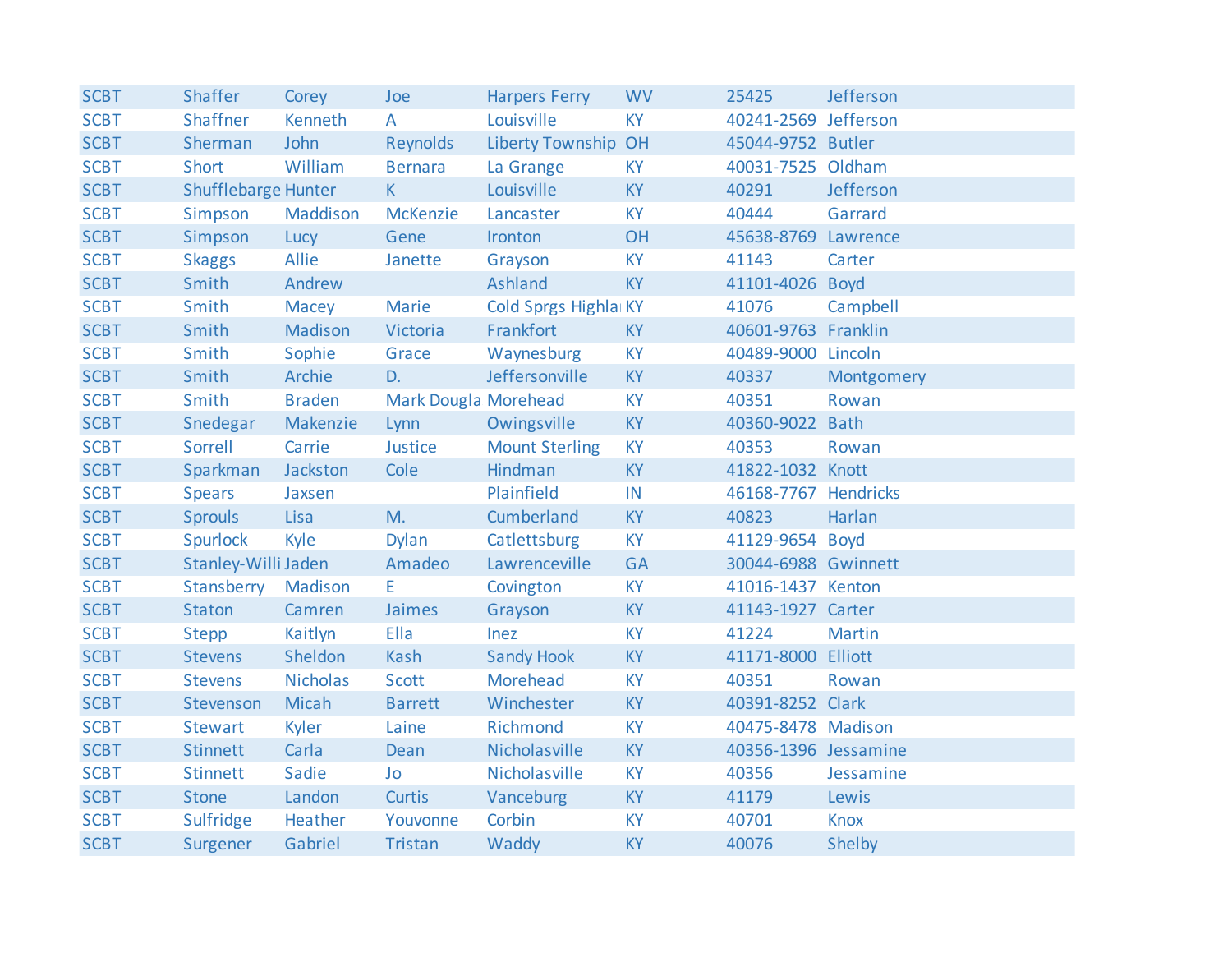| | | | | | | | |
|---|---|---|---|---|---|---|---|
| SCBT | Shaffer | Corey | Joe | Harpers Ferry | WV | 25425 | Jefferson |
| SCBT | Shaffner | Kenneth | A | Louisville | KY | 40241-2569 | Jefferson |
| SCBT | Sherman | John | Reynolds | Liberty Township | OH | 45044-9752 | Butler |
| SCBT | Short | William | Bernara | La Grange | KY | 40031-7525 | Oldham |
| SCBT | Shufflebarge | Hunter | K | Louisville | KY | 40291 | Jefferson |
| SCBT | Simpson | Maddison | McKenzie | Lancaster | KY | 40444 | Garrard |
| SCBT | Simpson | Lucy | Gene | Ironton | OH | 45638-8769 | Lawrence |
| SCBT | Skaggs | Allie | Janette | Grayson | KY | 41143 | Carter |
| SCBT | Smith | Andrew | | Ashland | KY | 41101-4026 | Boyd |
| SCBT | Smith | Macey | Marie | Cold Sprgs Highla | KY | 41076 | Campbell |
| SCBT | Smith | Madison | Victoria | Frankfort | KY | 40601-9763 | Franklin |
| SCBT | Smith | Sophie | Grace | Waynesburg | KY | 40489-9000 | Lincoln |
| SCBT | Smith | Archie | D. | Jeffersonville | KY | 40337 | Montgomery |
| SCBT | Smith | Braden | Mark Dougla | Morehead | KY | 40351 | Rowan |
| SCBT | Snedegar | Makenzie | Lynn | Owingsville | KY | 40360-9022 | Bath |
| SCBT | Sorrell | Carrie | Justice | Mount Sterling | KY | 40353 | Rowan |
| SCBT | Sparkman | Jackston | Cole | Hindman | KY | 41822-1032 | Knott |
| SCBT | Spears | Jaxsen | | Plainfield | IN | 46168-7767 | Hendricks |
| SCBT | Sprouls | Lisa | M. | Cumberland | KY | 40823 | Harlan |
| SCBT | Spurlock | Kyle | Dylan | Catlettsburg | KY | 41129-9654 | Boyd |
| SCBT | Stanley-Willi | Jaden | Amadeo | Lawrenceville | GA | 30044-6988 | Gwinnett |
| SCBT | Stansberry | Madison | E | Covington | KY | 41016-1437 | Kenton |
| SCBT | Staton | Camren | Jaimes | Grayson | KY | 41143-1927 | Carter |
| SCBT | Stepp | Kaitlyn | Ella | Inez | KY | 41224 | Martin |
| SCBT | Stevens | Sheldon | Kash | Sandy Hook | KY | 41171-8000 | Elliott |
| SCBT | Stevens | Nicholas | Scott | Morehead | KY | 40351 | Rowan |
| SCBT | Stevenson | Micah | Barrett | Winchester | KY | 40391-8252 | Clark |
| SCBT | Stewart | Kyler | Laine | Richmond | KY | 40475-8478 | Madison |
| SCBT | Stinnett | Carla | Dean | Nicholasville | KY | 40356-1396 | Jessamine |
| SCBT | Stinnett | Sadie | Jo | Nicholasville | KY | 40356 | Jessamine |
| SCBT | Stone | Landon | Curtis | Vanceburg | KY | 41179 | Lewis |
| SCBT | Sulfridge | Heather | Youvonne | Corbin | KY | 40701 | Knox |
| SCBT | Surgener | Gabriel | Tristan | Waddy | KY | 40076 | Shelby |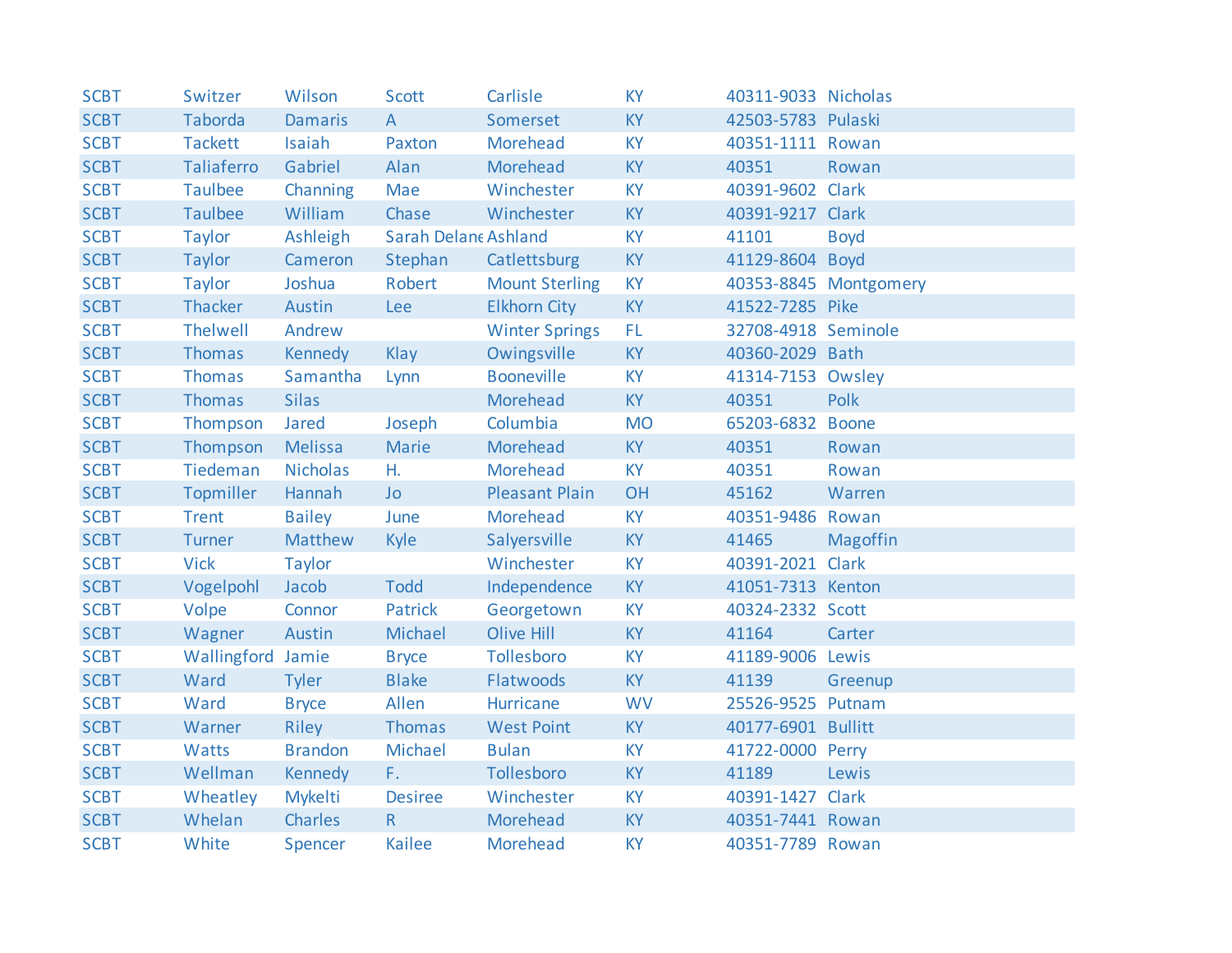| | | | | | | | |
|---|---|---|---|---|---|---|---|
| SCBT | Switzer | Wilson | Scott | Carlisle | KY | 40311-9033 | Nicholas |
| SCBT | Taborda | Damaris | A | Somerset | KY | 42503-5783 | Pulaski |
| SCBT | Tackett | Isaiah | Paxton | Morehead | KY | 40351-1111 | Rowan |
| SCBT | Taliaferro | Gabriel | Alan | Morehead | KY | 40351 | Rowan |
| SCBT | Taulbee | Channing | Mae | Winchester | KY | 40391-9602 | Clark |
| SCBT | Taulbee | William | Chase | Winchester | KY | 40391-9217 | Clark |
| SCBT | Taylor | Ashleigh | Sarah Delane | Ashland | KY | 41101 | Boyd |
| SCBT | Taylor | Cameron | Stephan | Catlettsburg | KY | 41129-8604 | Boyd |
| SCBT | Taylor | Joshua | Robert | Mount Sterling | KY | 40353-8845 | Montgomery |
| SCBT | Thacker | Austin | Lee | Elkhorn City | KY | 41522-7285 | Pike |
| SCBT | Thelwell | Andrew | | Winter Springs | FL | 32708-4918 | Seminole |
| SCBT | Thomas | Kennedy | Klay | Owingsville | KY | 40360-2029 | Bath |
| SCBT | Thomas | Samantha | Lynn | Booneville | KY | 41314-7153 | Owsley |
| SCBT | Thomas | Silas | | Morehead | KY | 40351 | Polk |
| SCBT | Thompson | Jared | Joseph | Columbia | MO | 65203-6832 | Boone |
| SCBT | Thompson | Melissa | Marie | Morehead | KY | 40351 | Rowan |
| SCBT | Tiedeman | Nicholas | H. | Morehead | KY | 40351 | Rowan |
| SCBT | Topmiller | Hannah | Jo | Pleasant Plain | OH | 45162 | Warren |
| SCBT | Trent | Bailey | June | Morehead | KY | 40351-9486 | Rowan |
| SCBT | Turner | Matthew | Kyle | Salyersville | KY | 41465 | Magoffin |
| SCBT | Vick | Taylor | | Winchester | KY | 40391-2021 | Clark |
| SCBT | Vogelpohl | Jacob | Todd | Independence | KY | 41051-7313 | Kenton |
| SCBT | Volpe | Connor | Patrick | Georgetown | KY | 40324-2332 | Scott |
| SCBT | Wagner | Austin | Michael | Olive Hill | KY | 41164 | Carter |
| SCBT | Wallingford | Jamie | Bryce | Tollesboro | KY | 41189-9006 | Lewis |
| SCBT | Ward | Tyler | Blake | Flatwoods | KY | 41139 | Greenup |
| SCBT | Ward | Bryce | Allen | Hurricane | WV | 25526-9525 | Putnam |
| SCBT | Warner | Riley | Thomas | West Point | KY | 40177-6901 | Bullitt |
| SCBT | Watts | Brandon | Michael | Bulan | KY | 41722-0000 | Perry |
| SCBT | Wellman | Kennedy | F. | Tollesboro | KY | 41189 | Lewis |
| SCBT | Wheatley | Mykelti | Desiree | Winchester | KY | 40391-1427 | Clark |
| SCBT | Whelan | Charles | R | Morehead | KY | 40351-7441 | Rowan |
| SCBT | White | Spencer | Kailee | Morehead | KY | 40351-7789 | Rowan |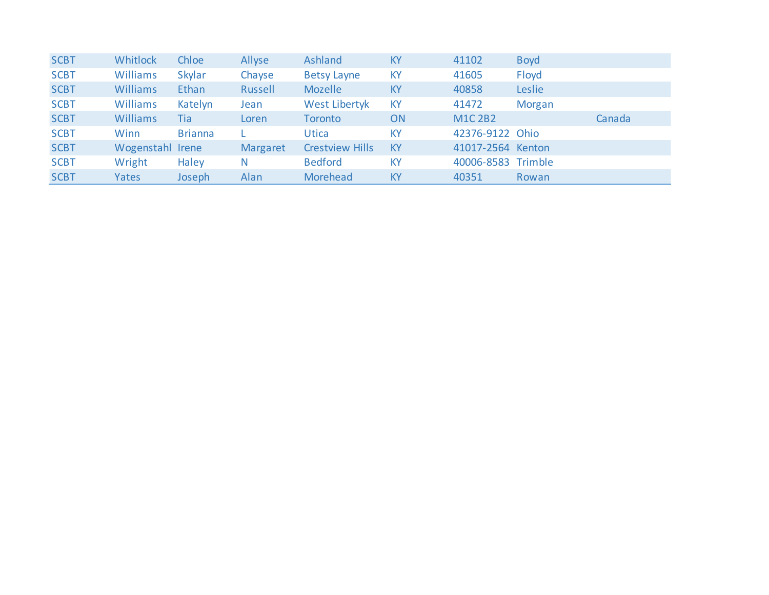| | | | | | | | | |
|---|---|---|---|---|---|---|---|---|
| SCBT | Whitlock | Chloe | Allyse | Ashland | KY | 41102 | Boyd | |
| SCBT | Williams | Skylar | Chayse | Betsy Layne | KY | 41605 | Floyd | |
| SCBT | Williams | Ethan | Russell | Mozelle | KY | 40858 | Leslie | |
| SCBT | Williams | Katelyn | Jean | West Libertyk | KY | 41472 | Morgan | |
| SCBT | Williams | Tia | Loren | Toronto | ON | M1C 2B2 | | Canada |
| SCBT | Winn | Brianna | L | Utica | KY | 42376-9122 | Ohio | |
| SCBT | Wogenstahl | Irene | Margaret | Crestview Hills | KY | 41017-2564 | Kenton | |
| SCBT | Wright | Haley | N | Bedford | KY | 40006-8583 | Trimble | |
| SCBT | Yates | Joseph | Alan | Morehead | KY | 40351 | Rowan | |